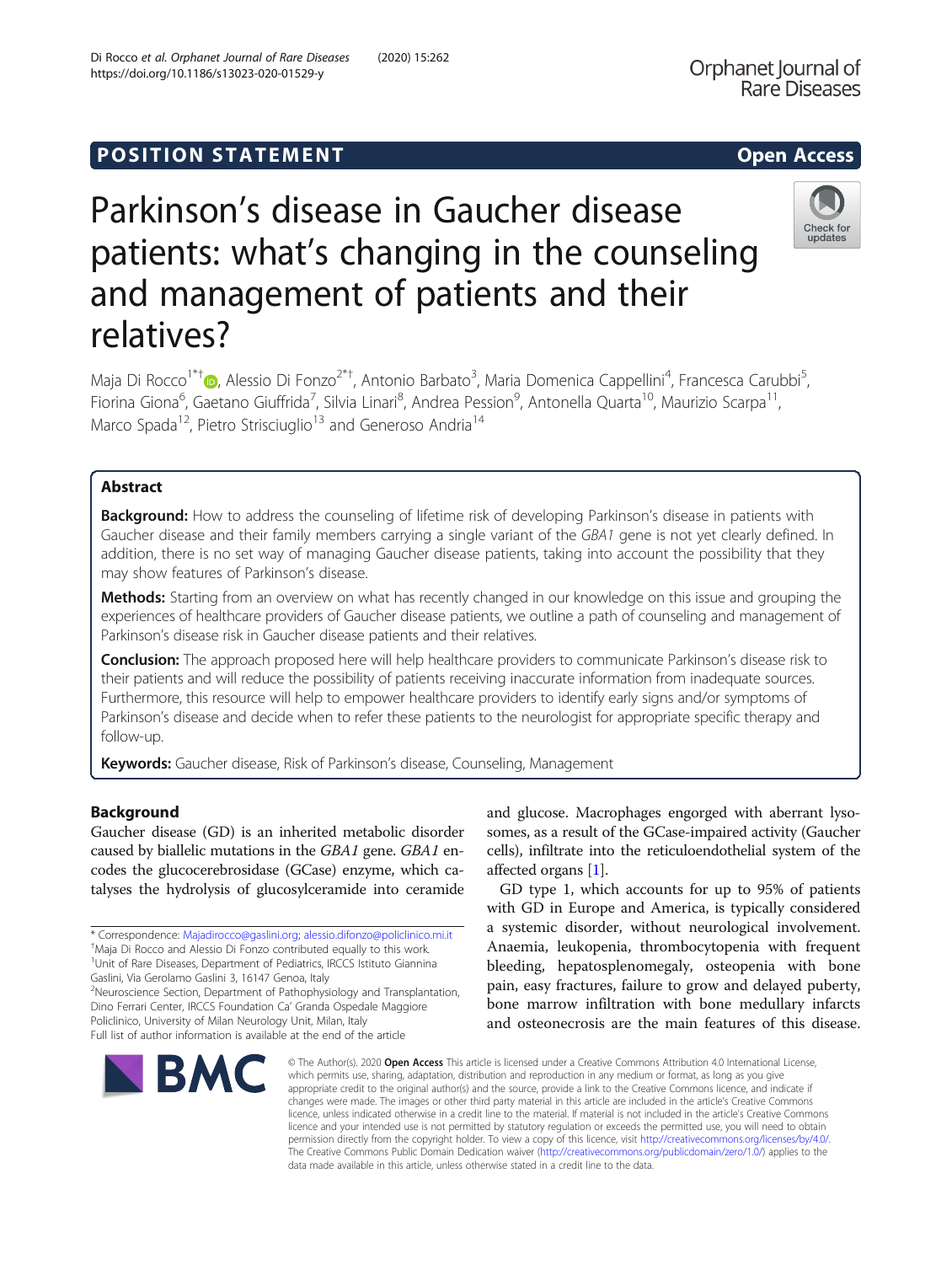POSITION STATEMENT

Open Access

# Parkinson's disease in Gaucher disease patients: what's changing in the counseling and management of patients and their relatives?

Maja Di Rocco[1*†], Alessio Di Fonzo[2*†], Antonio Barbato[3], Maria Domenica Cappellini[4], Francesca Carubbi[5], Fiorina Giona[6], Gaetano Giuffrida[7], Silvia Linari[8], Andrea Pession[9], Antonella Quarta[10], Maurizio Scarpa[11], Marco Spada[12], Pietro Strisciuglio[13] and Generoso Andria[14]

## Abstract

**Background:** How to address the counseling of lifetime risk of developing Parkinson's disease in patients with Gaucher disease and their family members carrying a single variant of the *GBA1* gene is not yet clearly defined. In addition, there is no set way of managing Gaucher disease patients, taking into account the possibility that they may show features of Parkinson's disease.

**Methods:** Starting from an overview on what has recently changed in our knowledge on this issue and grouping the experiences of healthcare providers of Gaucher disease patients, we outline a path of counseling and management of Parkinson's disease risk in Gaucher disease patients and their relatives.

**Conclusion:** The approach proposed here will help healthcare providers to communicate Parkinson's disease risk to their patients and will reduce the possibility of patients receiving inaccurate information from inadequate sources. Furthermore, this resource will help to empower healthcare providers to identify early signs and/or symptoms of Parkinson's disease and decide when to refer these patients to the neurologist for appropriate specific therapy and follow-up.

**Keywords:** Gaucher disease, Risk of Parkinson's disease, Counseling, Management

## Background

Gaucher disease (GD) is an inherited metabolic disorder caused by biallelic mutations in the *GBA1* gene. *GBA1* encodes the glucocerebrosidase (GCase) enzyme, which catalyses the hydrolysis of glucosylceramide into ceramide and glucose. Macrophages engorged with aberrant lysosomes, as a result of the GCase-impaired activity (Gaucher cells), infiltrate into the reticuloendothelial system of the affected organs [1].

GD type 1, which accounts for up to 95% of patients with GD in Europe and America, is typically considered a systemic disorder, without neurological involvement. Anaemia, leukopenia, thrombocytopenia with frequent bleeding, hepatosplenomegaly, osteopenia with bone pain, easy fractures, failure to grow and delayed puberty, bone marrow infiltration with bone medullary infarcts and osteonecrosis are the main features of this disease.

\* Correspondence: Majadirocco@gaslini.org; alessio.difonzo@policlinico.mi.it
†Maja Di Rocco and Alessio Di Fonzo contributed equally to this work.
[1]Unit of Rare Diseases, Department of Pediatrics, IRCCS Istituto Giannina Gaslini, Via Gerolamo Gaslini 3, 16147 Genoa, Italy
[2]Neuroscience Section, Department of Pathophysiology and Transplantation, Dino Ferrari Center, IRCCS Foundation Ca' Granda Ospedale Maggiore Policlinico, University of Milan Neurology Unit, Milan, Italy
Full list of author information is available at the end of the article

© The Author(s). 2020 **Open Access** This article is licensed under a Creative Commons Attribution 4.0 International License, which permits use, sharing, adaptation, distribution and reproduction in any medium or format, as long as you give appropriate credit to the original author(s) and the source, provide a link to the Creative Commons licence, and indicate if changes were made. The images or other third party material in this article are included in the article's Creative Commons licence, unless indicated otherwise in a credit line to the material. If material is not included in the article's Creative Commons licence and your intended use is not permitted by statutory regulation or exceeds the permitted use, you will need to obtain permission directly from the copyright holder. To view a copy of this licence, visit http://creativecommons.org/licenses/by/4.0/. The Creative Commons Public Domain Dedication waiver (http://creativecommons.org/publicdomain/zero/1.0/) applies to the data made available in this article, unless otherwise stated in a credit line to the data.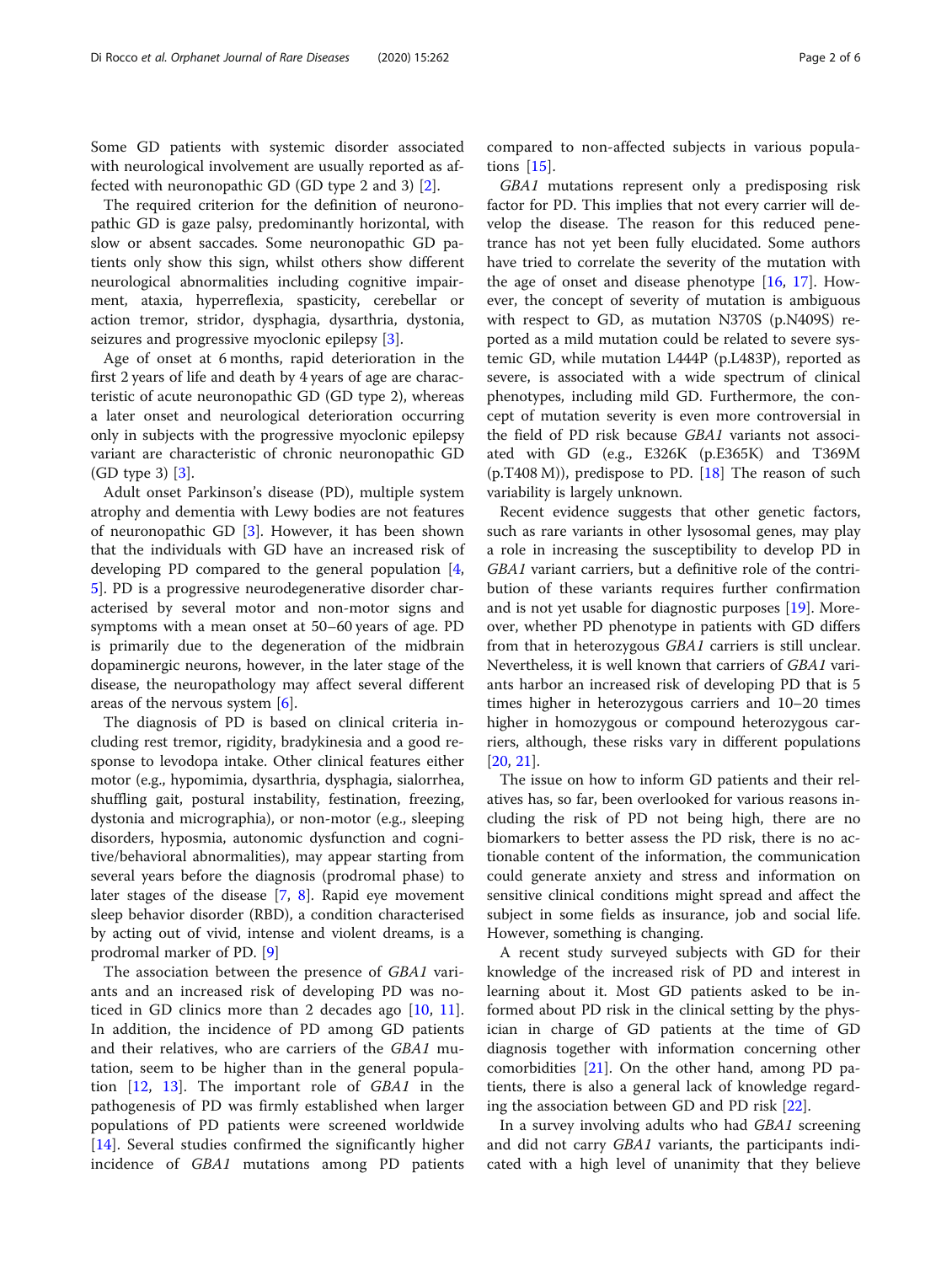Some GD patients with systemic disorder associated with neurological involvement are usually reported as affected with neuronopathic GD (GD type 2 and 3) [2].

The required criterion for the definition of neuronopathic GD is gaze palsy, predominantly horizontal, with slow or absent saccades. Some neuronopathic GD patients only show this sign, whilst others show different neurological abnormalities including cognitive impairment, ataxia, hyperreflexia, spasticity, cerebellar or action tremor, stridor, dysphagia, dysarthria, dystonia, seizures and progressive myoclonic epilepsy [3].

Age of onset at 6 months, rapid deterioration in the first 2 years of life and death by 4 years of age are characteristic of acute neuronopathic GD (GD type 2), whereas a later onset and neurological deterioration occurring only in subjects with the progressive myoclonic epilepsy variant are characteristic of chronic neuronopathic GD (GD type 3) [3].

Adult onset Parkinson's disease (PD), multiple system atrophy and dementia with Lewy bodies are not features of neuronopathic GD [3]. However, it has been shown that the individuals with GD have an increased risk of developing PD compared to the general population [4, 5]. PD is a progressive neurodegenerative disorder characterised by several motor and non-motor signs and symptoms with a mean onset at 50–60 years of age. PD is primarily due to the degeneration of the midbrain dopaminergic neurons, however, in the later stage of the disease, the neuropathology may affect several different areas of the nervous system [6].

The diagnosis of PD is based on clinical criteria including rest tremor, rigidity, bradykinesia and a good response to levodopa intake. Other clinical features either motor (e.g., hypomimia, dysarthria, dysphagia, sialorrhea, shuffling gait, postural instability, festination, freezing, dystonia and micrographia), or non-motor (e.g., sleeping disorders, hyposmia, autonomic dysfunction and cognitive/behavioral abnormalities), may appear starting from several years before the diagnosis (prodromal phase) to later stages of the disease [7, 8]. Rapid eye movement sleep behavior disorder (RBD), a condition characterised by acting out of vivid, intense and violent dreams, is a prodromal marker of PD. [9]

The association between the presence of *GBA1* variants and an increased risk of developing PD was noticed in GD clinics more than 2 decades ago [10, 11]. In addition, the incidence of PD among GD patients and their relatives, who are carriers of the *GBA1* mutation, seem to be higher than in the general population [12, 13]. The important role of *GBA1* in the pathogenesis of PD was firmly established when larger populations of PD patients were screened worldwide [14]. Several studies confirmed the significantly higher incidence of *GBA1* mutations among PD patients compared to non-affected subjects in various populations [15].

*GBA1* mutations represent only a predisposing risk factor for PD. This implies that not every carrier will develop the disease. The reason for this reduced penetrance has not yet been fully elucidated. Some authors have tried to correlate the severity of the mutation with the age of onset and disease phenotype [16, 17]. However, the concept of severity of mutation is ambiguous with respect to GD, as mutation N370S (p.N409S) reported as a mild mutation could be related to severe systemic GD, while mutation L444P (p.L483P), reported as severe, is associated with a wide spectrum of clinical phenotypes, including mild GD. Furthermore, the concept of mutation severity is even more controversial in the field of PD risk because *GBA1* variants not associated with GD (e.g., E326K (p.E365K) and T369M (p.T408 M)), predispose to PD. [18] The reason of such variability is largely unknown.

Recent evidence suggests that other genetic factors, such as rare variants in other lysosomal genes, may play a role in increasing the susceptibility to develop PD in *GBA1* variant carriers, but a definitive role of the contribution of these variants requires further confirmation and is not yet usable for diagnostic purposes [19]. Moreover, whether PD phenotype in patients with GD differs from that in heterozygous *GBA1* carriers is still unclear. Nevertheless, it is well known that carriers of *GBA1* variants harbor an increased risk of developing PD that is 5 times higher in heterozygous carriers and 10–20 times higher in homozygous or compound heterozygous carriers, although, these risks vary in different populations [20, 21].

The issue on how to inform GD patients and their relatives has, so far, been overlooked for various reasons including the risk of PD not being high, there are no biomarkers to better assess the PD risk, there is no actionable content of the information, the communication could generate anxiety and stress and information on sensitive clinical conditions might spread and affect the subject in some fields as insurance, job and social life. However, something is changing.

A recent study surveyed subjects with GD for their knowledge of the increased risk of PD and interest in learning about it. Most GD patients asked to be informed about PD risk in the clinical setting by the physician in charge of GD patients at the time of GD diagnosis together with information concerning other comorbidities [21]. On the other hand, among PD patients, there is also a general lack of knowledge regarding the association between GD and PD risk [22].

In a survey involving adults who had *GBA1* screening and did not carry *GBA1* variants, the participants indicated with a high level of unanimity that they believe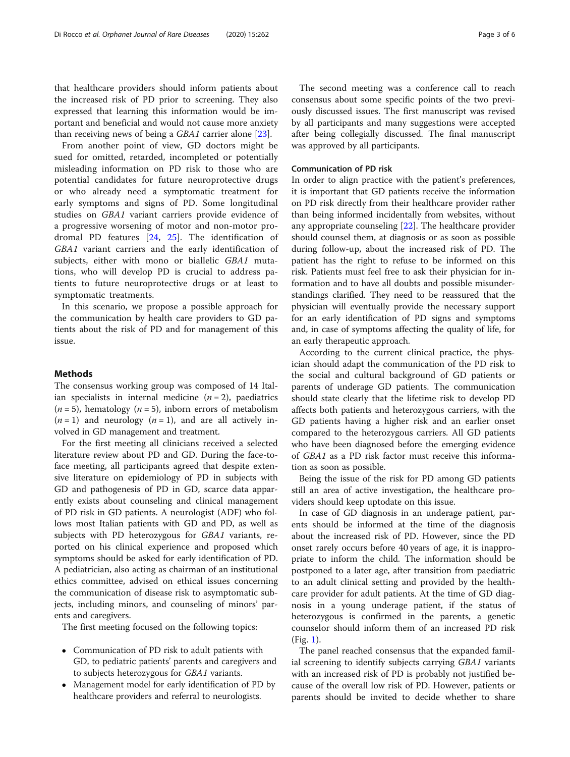that healthcare providers should inform patients about the increased risk of PD prior to screening. They also expressed that learning this information would be important and beneficial and would not cause more anxiety than receiving news of being a *GBA1* carrier alone [23].

From another point of view, GD doctors might be sued for omitted, retarded, incompleted or potentially misleading information on PD risk to those who are potential candidates for future neuroprotective drugs or who already need a symptomatic treatment for early symptoms and signs of PD. Some longitudinal studies on *GBA1* variant carriers provide evidence of a progressive worsening of motor and non-motor prodromal PD features [24, 25]. The identification of *GBA1* variant carriers and the early identification of subjects, either with mono or biallelic *GBA1* mutations, who will develop PD is crucial to address patients to future neuroprotective drugs or at least to symptomatic treatments.

In this scenario, we propose a possible approach for the communication by health care providers to GD patients about the risk of PD and for management of this issue.

## Methods

The consensus working group was composed of 14 Italian specialists in internal medicine ($n = 2$), paediatrics ($n = 5$), hematology ($n = 5$), inborn errors of metabolism ($n = 1$) and neurology ($n = 1$), and are all actively involved in GD management and treatment.

For the first meeting all clinicians received a selected literature review about PD and GD. During the face-to-face meeting, all participants agreed that despite extensive literature on epidemiology of PD in subjects with GD and pathogenesis of PD in GD, scarce data apparently exists about counseling and clinical management of PD risk in GD patients. A neurologist (ADF) who follows most Italian patients with GD and PD, as well as subjects with PD heterozygous for *GBA1* variants, reported on his clinical experience and proposed which symptoms should be asked for early identification of PD. A pediatrician, also acting as chairman of an institutional ethics committee, advised on ethical issues concerning the communication of disease risk to asymptomatic subjects, including minors, and counseling of minors' parents and caregivers.

The first meeting focused on the following topics:

- Communication of PD risk to adult patients with GD, to pediatric patients' parents and caregivers and to subjects heterozygous for *GBA1* variants.
- Management model for early identification of PD by healthcare providers and referral to neurologists.

The second meeting was a conference call to reach consensus about some specific points of the two previously discussed issues. The first manuscript was revised by all participants and many suggestions were accepted after being collegially discussed. The final manuscript was approved by all participants.

### Communication of PD risk

In order to align practice with the patient's preferences, it is important that GD patients receive the information on PD risk directly from their healthcare provider rather than being informed incidentally from websites, without any appropriate counseling [22]. The healthcare provider should counsel them, at diagnosis or as soon as possible during follow-up, about the increased risk of PD. The patient has the right to refuse to be informed on this risk. Patients must feel free to ask their physician for information and to have all doubts and possible misunderstandings clarified. They need to be reassured that the physician will eventually provide the necessary support for an early identification of PD signs and symptoms and, in case of symptoms affecting the quality of life, for an early therapeutic approach.

According to the current clinical practice, the physician should adapt the communication of the PD risk to the social and cultural background of GD patients or parents of underage GD patients. The communication should state clearly that the lifetime risk to develop PD affects both patients and heterozygous carriers, with the GD patients having a higher risk and an earlier onset compared to the heterozygous carriers. All GD patients who have been diagnosed before the emerging evidence of *GBA1* as a PD risk factor must receive this information as soon as possible.

Being the issue of the risk for PD among GD patients still an area of active investigation, the healthcare providers should keep uptodate on this issue.

In case of GD diagnosis in an underage patient, parents should be informed at the time of the diagnosis about the increased risk of PD. However, since the PD onset rarely occurs before 40 years of age, it is inappropriate to inform the child. The information should be postponed to a later age, after transition from paediatric to an adult clinical setting and provided by the healthcare provider for adult patients. At the time of GD diagnosis in a young underage patient, if the status of heterozygous is confirmed in the parents, a genetic counselor should inform them of an increased PD risk (Fig. 1).

The panel reached consensus that the expanded familial screening to identify subjects carrying *GBA1* variants with an increased risk of PD is probably not justified because of the overall low risk of PD. However, patients or parents should be invited to decide whether to share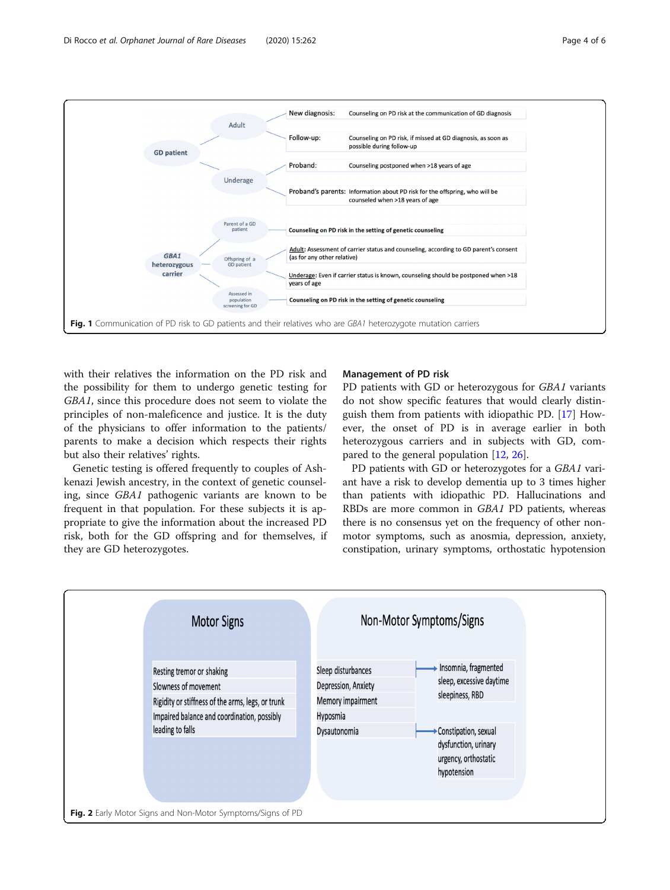with their relatives the information on the PD risk and the possibility for them to undergo genetic testing for *GBA1*, since this procedure does not seem to violate the principles of non-maleficence and justice. It is the duty of the physicians to offer information to the patients/parents to make a decision which respects their rights but also their relatives' rights.

Genetic testing is offered frequently to couples of Ashkenazi Jewish ancestry, in the context of genetic counseling, since *GBA1* pathogenic variants are known to be frequent in that population. For these subjects it is appropriate to give the information about the increased PD risk, both for the GD offspring and for themselves, if they are GD heterozygotes.

**Fig. 1** Communication of PD risk to GD patients and their relatives who are *GBA1* heterozygote mutation carriers

## Management of PD risk

PD patients with GD or heterozygous for *GBA1* variants do not show specific features that would clearly distinguish them from patients with idiopathic PD. [17] However, the onset of PD is in average earlier in both heterozygous carriers and in subjects with GD, compared to the general population [12, 26].

PD patients with GD or heterozygotes for a *GBA1* variant have a risk to develop dementia up to 3 times higher than patients with idiopathic PD. Hallucinations and RBDs are more common in *GBA1* PD patients, whereas there is no consensus yet on the frequency of other non-motor symptoms, such as anosmia, depression, anxiety, constipation, urinary symptoms, orthostatic hypotension

**Fig. 2** Early Motor Signs and Non-Motor Symptoms/Signs of PD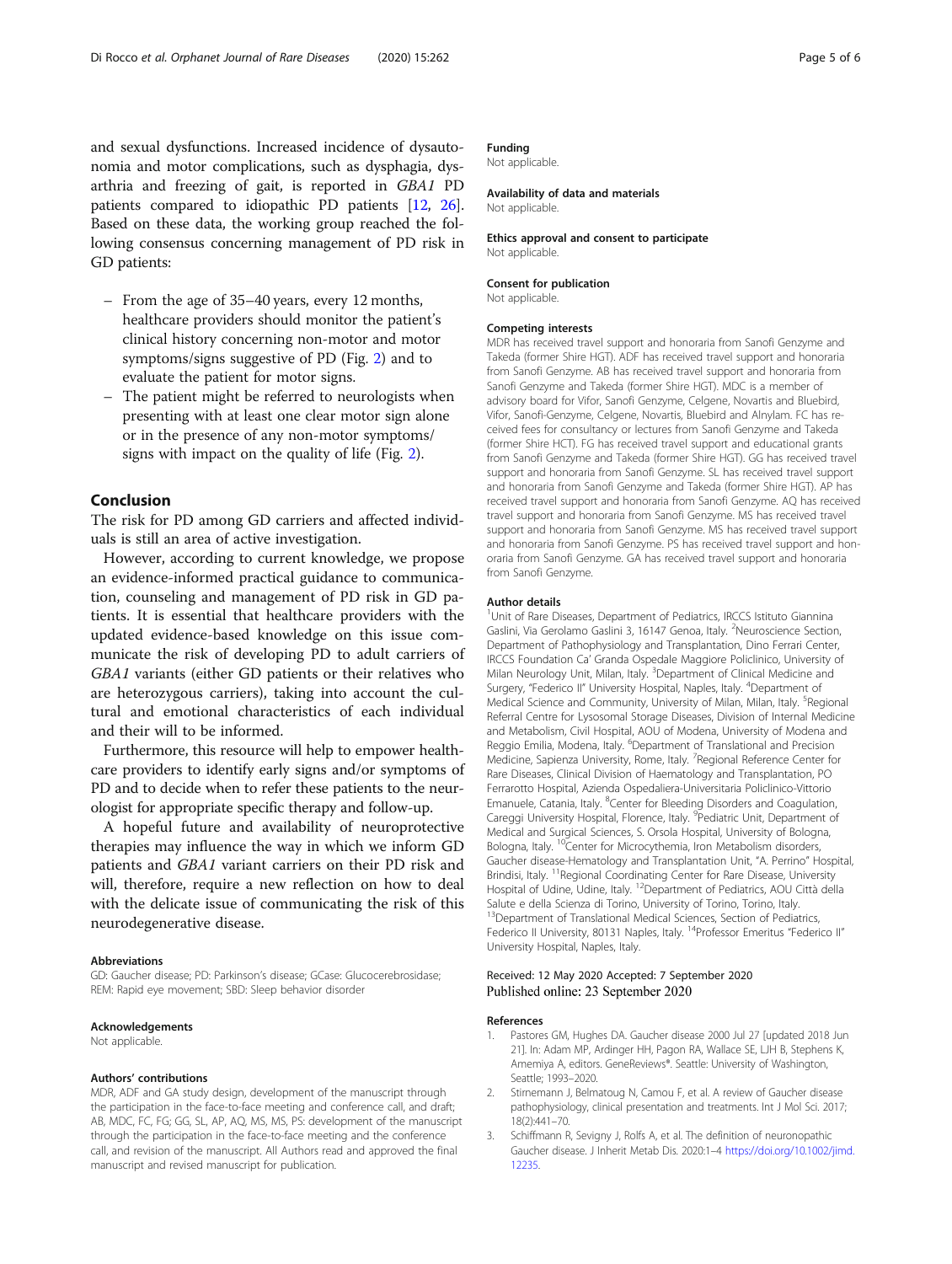and sexual dysfunctions. Increased incidence of dysautonomia and motor complications, such as dysphagia, dysarthria and freezing of gait, is reported in *GBA1* PD patients compared to idiopathic PD patients [12, 26]. Based on these data, the working group reached the following consensus concerning management of PD risk in GD patients:

- From the age of 35–40 years, every 12 months, healthcare providers should monitor the patient's clinical history concerning non-motor and motor symptoms/signs suggestive of PD (Fig. 2) and to evaluate the patient for motor signs.
- The patient might be referred to neurologists when presenting with at least one clear motor sign alone or in the presence of any non-motor symptoms/ signs with impact on the quality of life (Fig. 2).

## Conclusion

The risk for PD among GD carriers and affected individuals is still an area of active investigation.

However, according to current knowledge, we propose an evidence-informed practical guidance to communication, counseling and management of PD risk in GD patients. It is essential that healthcare providers with the updated evidence-based knowledge on this issue communicate the risk of developing PD to adult carriers of *GBA1* variants (either GD patients or their relatives who are heterozygous carriers), taking into account the cultural and emotional characteristics of each individual and their will to be informed.

Furthermore, this resource will help to empower healthcare providers to identify early signs and/or symptoms of PD and to decide when to refer these patients to the neurologist for appropriate specific therapy and follow-up.

A hopeful future and availability of neuroprotective therapies may influence the way in which we inform GD patients and *GBA1* variant carriers on their PD risk and will, therefore, require a new reflection on how to deal with the delicate issue of communicating the risk of this neurodegenerative disease.

#### Abbreviations

GD: Gaucher disease; PD: Parkinson's disease; GCase: Glucocerebrosidase; REM: Rapid eye movement; SBD: Sleep behavior disorder

#### Acknowledgements

Not applicable.

#### Authors' contributions

MDR, ADF and GA study design, development of the manuscript through the participation in the face-to-face meeting and conference call, and draft; AB, MDC, FC, FG; GG, SL, AP, AQ, MS, MS, PS: development of the manuscript through the participation in the face-to-face meeting and the conference call, and revision of the manuscript. All Authors read and approved the final manuscript and revised manuscript for publication.

#### Funding

Not applicable.

#### Availability of data and materials

Not applicable.

#### Ethics approval and consent to participate

Not applicable.

#### Consent for publication

Not applicable.

#### Competing interests

MDR has received travel support and honoraria from Sanofi Genzyme and Takeda (former Shire HGT). ADF has received travel support and honoraria from Sanofi Genzyme. AB has received travel support and honoraria from Sanofi Genzyme and Takeda (former Shire HGT). MDC is a member of advisory board for Vifor, Sanofi Genzyme, Celgene, Novartis and Bluebird, Vifor, Sanofi-Genzyme, Celgene, Novartis, Bluebird and Alnylam. FC has received fees for consultancy or lectures from Sanofi Genzyme and Takeda (former Shire HCT). FG has received travel support and educational grants from Sanofi Genzyme and Takeda (former Shire HGT). GG has received travel support and honoraria from Sanofi Genzyme. SL has received travel support and honoraria from Sanofi Genzyme and Takeda (former Shire HGT). AP has received travel support and honoraria from Sanofi Genzyme. AQ has received travel support and honoraria from Sanofi Genzyme. MS has received travel support and honoraria from Sanofi Genzyme. MS has received travel support and honoraria from Sanofi Genzyme. PS has received travel support and honoraria from Sanofi Genzyme. GA has received travel support and honoraria from Sanofi Genzyme.

#### Author details

[1]Unit of Rare Diseases, Department of Pediatrics, IRCCS Istituto Giannina Gaslini, Via Gerolamo Gaslini 3, 16147 Genoa, Italy. [2]Neuroscience Section, Department of Pathophysiology and Transplantation, Dino Ferrari Center, IRCCS Foundation Ca' Granda Ospedale Maggiore Policlinico, University of Milan Neurology Unit, Milan, Italy. [3]Department of Clinical Medicine and Surgery, "Federico II" University Hospital, Naples, Italy. [4]Department of Medical Science and Community, University of Milan, Milan, Italy. [5]Regional Referral Centre for Lysosomal Storage Diseases, Division of Internal Medicine and Metabolism, Civil Hospital, AOU of Modena, University of Modena and Reggio Emilia, Modena, Italy. [6]Department of Translational and Precision Medicine, Sapienza University, Rome, Italy. [7]Regional Reference Center for Rare Diseases, Clinical Division of Haematology and Transplantation, PO Ferrarotto Hospital, Azienda Ospedaliera-Universitaria Policlinico-Vittorio Emanuele, Catania, Italy. [8]Center for Bleeding Disorders and Coagulation, Careggi University Hospital, Florence, Italy. [9]Pediatric Unit, Department of Medical and Surgical Sciences, S. Orsola Hospital, University of Bologna, Bologna, Italy. [10]Center for Microcythemia, Iron Metabolism disorders, Gaucher disease-Hematology and Transplantation Unit, "A. Perrino" Hospital, Brindisi, Italy. [11]Regional Coordinating Center for Rare Disease, University Hospital of Udine, Udine, Italy. [12]Department of Pediatrics, AOU Città della Salute e della Scienza di Torino, University of Torino, Torino, Italy. [13]Department of Translational Medical Sciences, Section of Pediatrics, Federico II University, 80131 Naples, Italy. [14]Professor Emeritus "Federico II" University Hospital, Naples, Italy.

Received: 12 May 2020 Accepted: 7 September 2020
Published online: 23 September 2020

#### References

1. Pastores GM, Hughes DA. Gaucher disease 2000 Jul 27 [updated 2018 Jun 21]. In: Adam MP, Ardinger HH, Pagon RA, Wallace SE, LJH B, Stephens K, Amemiya A, editors. GeneReviews®. Seattle: University of Washington, Seattle; 1993–2020.
2. Stirnemann J, Belmatoug N, Camou F, et al. A review of Gaucher disease pathophysiology, clinical presentation and treatments. Int J Mol Sci. 2017; 18(2):441–70.
3. Schiffmann R, Sevigny J, Rolfs A, et al. The definition of neuronopathic Gaucher disease. J Inherit Metab Dis. 2020:1–4 https://doi.org/10.1002/jimd.12235.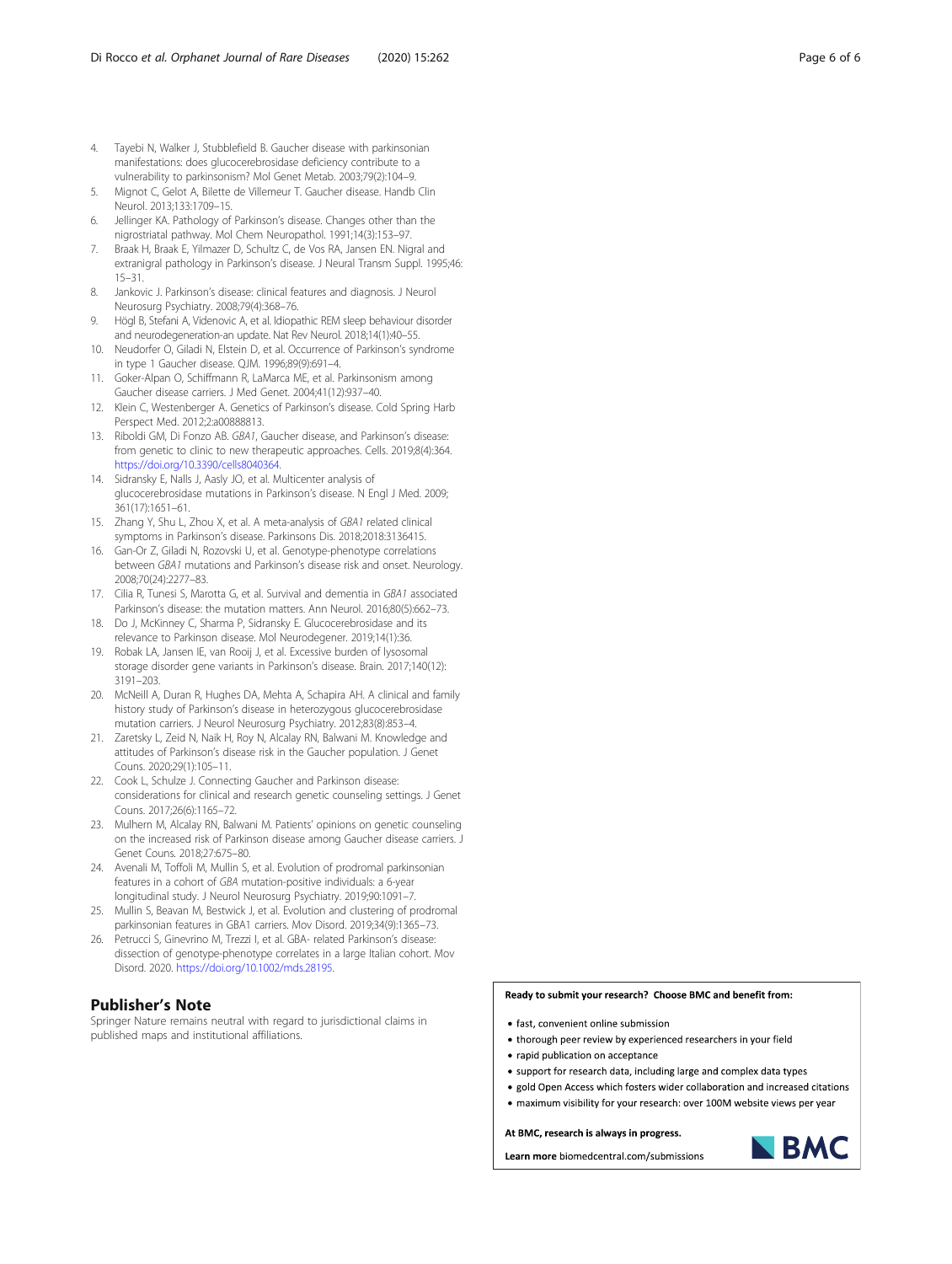4. Tayebi N, Walker J, Stubblefield B. Gaucher disease with parkinsonian manifestations: does glucocerebrosidase deficiency contribute to a vulnerability to parkinsonism? Mol Genet Metab. 2003;79(2):104–9.
5. Mignot C, Gelot A, Bilette de Villemeur T. Gaucher disease. Handb Clin Neurol. 2013;133:1709–15.
6. Jellinger KA. Pathology of Parkinson's disease. Changes other than the nigrostriatal pathway. Mol Chem Neuropathol. 1991;14(3):153–97.
7. Braak H, Braak E, Yilmazer D, Schultz C, de Vos RA, Jansen EN. Nigral and extranigral pathology in Parkinson's disease. J Neural Transm Suppl. 1995;46: 15–31.
8. Jankovic J. Parkinson's disease: clinical features and diagnosis. J Neurol Neurosurg Psychiatry. 2008;79(4):368–76.
9. Högl B, Stefani A, Videnovic A, et al. Idiopathic REM sleep behaviour disorder and neurodegeneration-an update. Nat Rev Neurol. 2018;14(1):40–55.
10. Neudorfer O, Giladi N, Elstein D, et al. Occurrence of Parkinson's syndrome in type 1 Gaucher disease. QJM. 1996;89(9):691–4.
11. Goker-Alpan O, Schiffmann R, LaMarca ME, et al. Parkinsonism among Gaucher disease carriers. J Med Genet. 2004;41(12):937–40.
12. Klein C, Westenberger A. Genetics of Parkinson's disease. Cold Spring Harb Perspect Med. 2012;2:a00888813.
13. Riboldi GM, Di Fonzo AB. *GBA1*, Gaucher disease, and Parkinson's disease: from genetic to clinic to new therapeutic approaches. Cells. 2019;8(4):364. https://doi.org/10.3390/cells8040364.
14. Sidransky E, Nalls J, Aasly JO, et al. Multicenter analysis of glucocerebrosidase mutations in Parkinson's disease. N Engl J Med. 2009; 361(17):1651–61.
15. Zhang Y, Shu L, Zhou X, et al. A meta-analysis of *GBA1* related clinical symptoms in Parkinson's disease. Parkinsons Dis. 2018;2018:3136415.
16. Gan-Or Z, Giladi N, Rozovski U, et al. Genotype-phenotype correlations between *GBA1* mutations and Parkinson's disease risk and onset. Neurology. 2008;70(24):2277–83.
17. Cilia R, Tunesi S, Marotta G, et al. Survival and dementia in *GBA1* associated Parkinson's disease: the mutation matters. Ann Neurol. 2016;80(5):662–73.
18. Do J, McKinney C, Sharma P, Sidransky E. Glucocerebrosidase and its relevance to Parkinson disease. Mol Neurodegener. 2019;14(1):36.
19. Robak LA, Jansen IE, van Rooij J, et al. Excessive burden of lysosomal storage disorder gene variants in Parkinson's disease. Brain. 2017;140(12): 3191–203.
20. McNeill A, Duran R, Hughes DA, Mehta A, Schapira AH. A clinical and family history study of Parkinson's disease in heterozygous glucocerebrosidase mutation carriers. J Neurol Neurosurg Psychiatry. 2012;83(8):853–4.
21. Zaretsky L, Zeid N, Naik H, Roy N, Alcalay RN, Balwani M. Knowledge and attitudes of Parkinson's disease risk in the Gaucher population. J Genet Couns. 2020;29(1):105–11.
22. Cook L, Schulze J. Connecting Gaucher and Parkinson disease: considerations for clinical and research genetic counseling settings. J Genet Couns. 2017;26(6):1165–72.
23. Mulhern M, Alcalay RN, Balwani M. Patients' opinions on genetic counseling on the increased risk of Parkinson disease among Gaucher disease carriers. J Genet Couns. 2018;27:675–80.
24. Avenali M, Toffoli M, Mullin S, et al. Evolution of prodromal parkinsonian features in a cohort of *GBA* mutation-positive individuals: a 6-year longitudinal study. J Neurol Neurosurg Psychiatry. 2019;90:1091–7.
25. Mullin S, Beavan M, Bestwick J, et al. Evolution and clustering of prodromal parkinsonian features in GBA1 carriers. Mov Disord. 2019;34(9):1365–73.
26. Petrucci S, Ginevrino M, Trezzi I, et al. GBA- related Parkinson's disease: dissection of genotype-phenotype correlates in a large Italian cohort. Mov Disord. 2020. https://doi.org/10.1002/mds.28195.

## Publisher's Note

Springer Nature remains neutral with regard to jurisdictional claims in published maps and institutional affiliations.

**Ready to submit your research? Choose BMC and benefit from:**

- fast, convenient online submission
- thorough peer review by experienced researchers in your field
- rapid publication on acceptance
- support for research data, including large and complex data types
- gold Open Access which fosters wider collaboration and increased citations
- maximum visibility for your research: over 100M website views per year

**At BMC, research is always in progress.**

**Learn more** biomedcentral.com/submissions

BMC